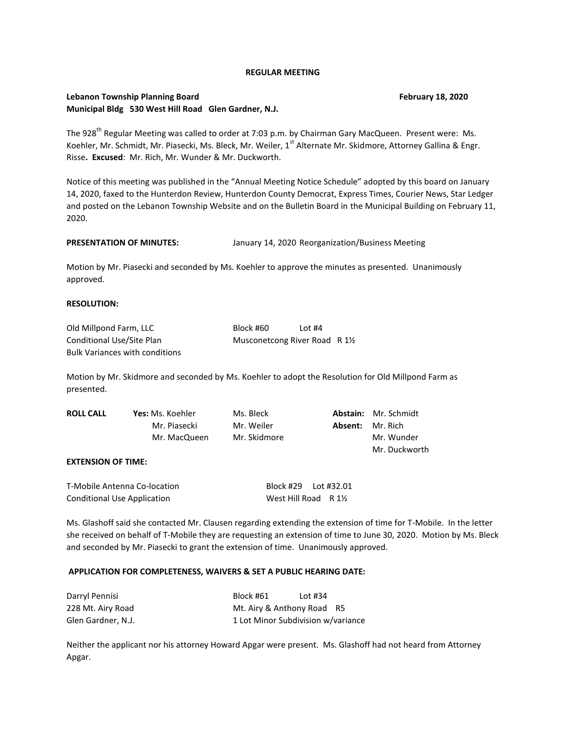**REGULAR MEETING**

**Lebanon Township Planning Board** **February 18, 2020**
**Municipal Bldg 530 West Hill Road Glen Gardner, N.J.**

The 928th Regular Meeting was called to order at 7:03 p.m. by Chairman Gary MacQueen. Present were: Ms. Koehler, Mr. Schmidt, Mr. Piasecki, Ms. Bleck, Mr. Weiler, 1st Alternate Mr. Skidmore, Attorney Gallina & Engr. Risse**. Excused**: Mr. Rich, Mr. Wunder & Mr. Duckworth.

Notice of this meeting was published in the "Annual Meeting Notice Schedule" adopted by this board on January 14, 2020, faxed to the Hunterdon Review, Hunterdon County Democrat, Express Times, Courier News, Star Ledger and posted on the Lebanon Township Website and on the Bulletin Board in the Municipal Building on February 11, 2020.

**PRESENTATION OF MINUTES:** January 14, 2020 Reorganization/Business Meeting

Motion by Mr. Piasecki and seconded by Ms. Koehler to approve the minutes as presented. Unanimously approved.

**RESOLUTION:**

| | |
|---|---|
| Old Millpond Farm, LLC | Block #60 Lot #4 |
| Conditional Use/Site Plan | Musconetcong River Road R 1½ |
| Bulk Variances with conditions | |

Motion by Mr. Skidmore and seconded by Ms. Koehler to adopt the Resolution for Old Millpond Farm as presented.

| | | | | |
|---|---|---|---|---|
| **ROLL CALL** | **Yes:** Ms. Koehler | Ms. Bleck | **Abstain:** | Mr. Schmidt |
| | Mr. Piasecki | Mr. Weiler | **Absent:** | Mr. Rich |
| | Mr. MacQueen | Mr. Skidmore | | Mr. Wunder |
| | | | | Mr. Duckworth |

**EXTENSION OF TIME:**

| | |
|---|---|
| T-Mobile Antenna Co-location | Block #29 Lot #32.01 |
| Conditional Use Application | West Hill Road R 1½ |

Ms. Glashoff said she contacted Mr. Clausen regarding extending the extension of time for T-Mobile. In the letter she received on behalf of T-Mobile they are requesting an extension of time to June 30, 2020. Motion by Ms. Bleck and seconded by Mr. Piasecki to grant the extension of time. Unanimously approved.

**APPLICATION FOR COMPLETENESS, WAIVERS & SET A PUBLIC HEARING DATE:**

| | |
|---|---|
| Darryl Pennisi | Block #61 Lot #34 |
| 228 Mt. Airy Road | Mt. Airy & Anthony Road R5 |
| Glen Gardner, N.J. | 1 Lot Minor Subdivision w/variance |

Neither the applicant nor his attorney Howard Apgar were present. Ms. Glashoff had not heard from Attorney Apgar.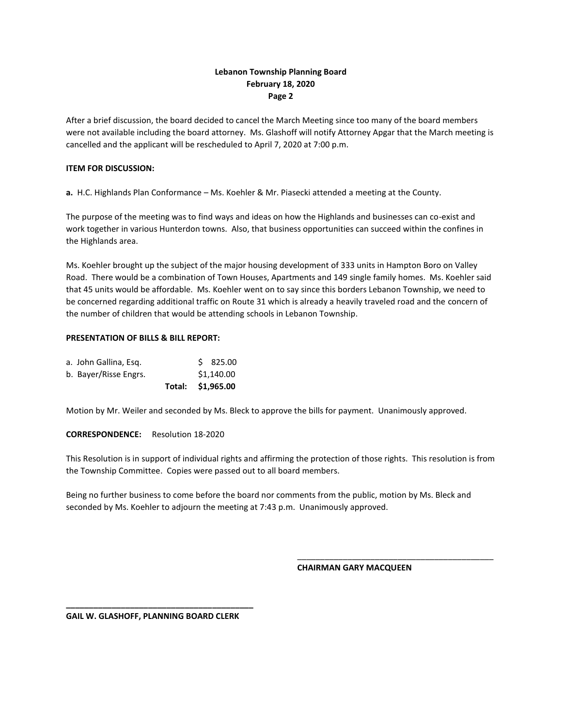After a brief discussion, the board decided to cancel the March Meeting since too many of the board members were not available including the board attorney. Ms. Glashoff will notify Attorney Apgar that the March meeting is cancelled and the applicant will be rescheduled to April 7, 2020 at 7:00 p.m.

**ITEM FOR DISCUSSION:**

**a.** H.C. Highlands Plan Conformance – Ms. Koehler & Mr. Piasecki attended a meeting at the County.

The purpose of the meeting was to find ways and ideas on how the Highlands and businesses can co-exist and work together in various Hunterdon towns. Also, that business opportunities can succeed within the confines in the Highlands area.

Ms. Koehler brought up the subject of the major housing development of 333 units in Hampton Boro on Valley Road. There would be a combination of Town Houses, Apartments and 149 single family homes. Ms. Koehler said that 45 units would be affordable. Ms. Koehler went on to say since this borders Lebanon Township, we need to be concerned regarding additional traffic on Route 31 which is already a heavily traveled road and the concern of the number of children that would be attending schools in Lebanon Township.

**PRESENTATION OF BILLS & BILL REPORT:**

| | | |
|---|---|---|
| a. John Gallina, Esq. | | $ 825.00 |
| b. Bayer/Risse Engrs. | | $1,140.00 |
| | **Total:** | **$1,965.00** |

Motion by Mr. Weiler and seconded by Ms. Bleck to approve the bills for payment. Unanimously approved.

**CORRESPONDENCE:** Resolution 18-2020

This Resolution is in support of individual rights and affirming the protection of those rights. This resolution is from the Township Committee. Copies were passed out to all board members.

Being no further business to come before the board nor comments from the public, motion by Ms. Bleck and seconded by Ms. Koehler to adjourn the meeting at 7:43 p.m. Unanimously approved.

\_\_\_\_\_\_\_\_\_\_\_\_\_\_\_\_\_\_\_\_\_\_\_\_\_\_\_\_\_\_\_\_\_\_\_\_\_\_\_\_

**CHAIRMAN GARY MACQUEEN**

\_\_\_\_\_\_\_\_\_\_\_\_\_\_\_\_\_\_\_\_\_\_\_\_\_\_\_\_\_\_\_\_\_\_\_\_\_\_\_\_

**GAIL W. GLASHOFF, PLANNING BOARD CLERK**